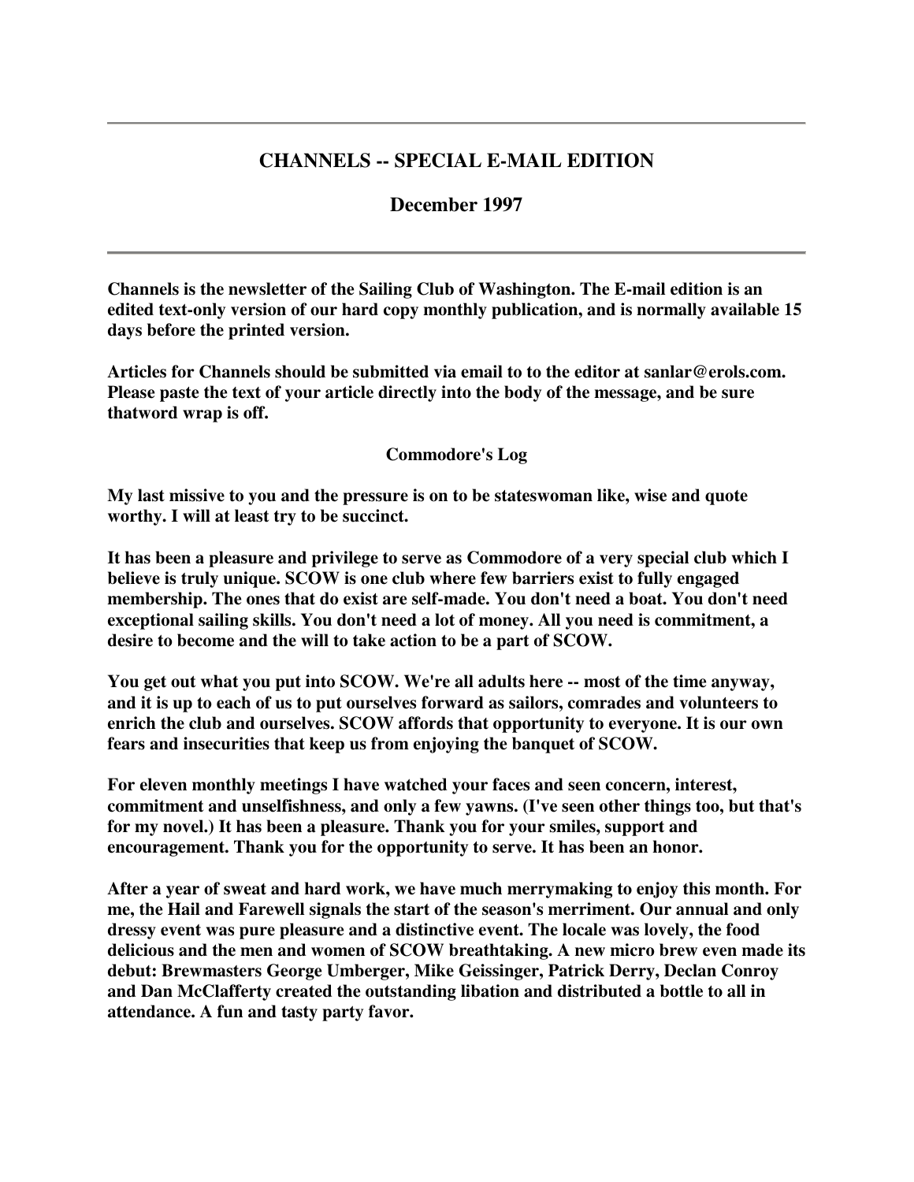---

## CHANNELS -- SPECIAL E-MAIL EDITION

### December 1997

---

**Channels is the newsletter of the Sailing Club of Washington. The E-mail edition is an edited text-only version of our hard copy monthly publication, and is normally available 15 days before the printed version.**

**Articles for Channels should be submitted via email to to the editor at sanlar@erols.com. Please paste the text of your article directly into the body of the message, and be sure thatword wrap is off.**

### Commodore's Log

**My last missive to you and the pressure is on to be stateswoman like, wise and quote worthy. I will at least try to be succinct.**

**It has been a pleasure and privilege to serve as Commodore of a very special club which I believe is truly unique. SCOW is one club where few barriers exist to fully engaged membership. The ones that do exist are self-made. You don't need a boat. You don't need exceptional sailing skills. You don't need a lot of money. All you need is commitment, a desire to become and the will to take action to be a part of SCOW.**

**You get out what you put into SCOW. We're all adults here -- most of the time anyway, and it is up to each of us to put ourselves forward as sailors, comrades and volunteers to enrich the club and ourselves. SCOW affords that opportunity to everyone. It is our own fears and insecurities that keep us from enjoying the banquet of SCOW.**

**For eleven monthly meetings I have watched your faces and seen concern, interest, commitment and unselfishness, and only a few yawns. (I've seen other things too, but that's for my novel.) It has been a pleasure. Thank you for your smiles, support and encouragement. Thank you for the opportunity to serve. It has been an honor.**

**After a year of sweat and hard work, we have much merrymaking to enjoy this month. For me, the Hail and Farewell signals the start of the season's merriment. Our annual and only dressy event was pure pleasure and a distinctive event. The locale was lovely, the food delicious and the men and women of SCOW breathtaking. A new micro brew even made its debut: Brewmasters George Umberger, Mike Geissinger, Patrick Derry, Declan Conroy and Dan McClafferty created the outstanding libation and distributed a bottle to all in attendance. A fun and tasty party favor.**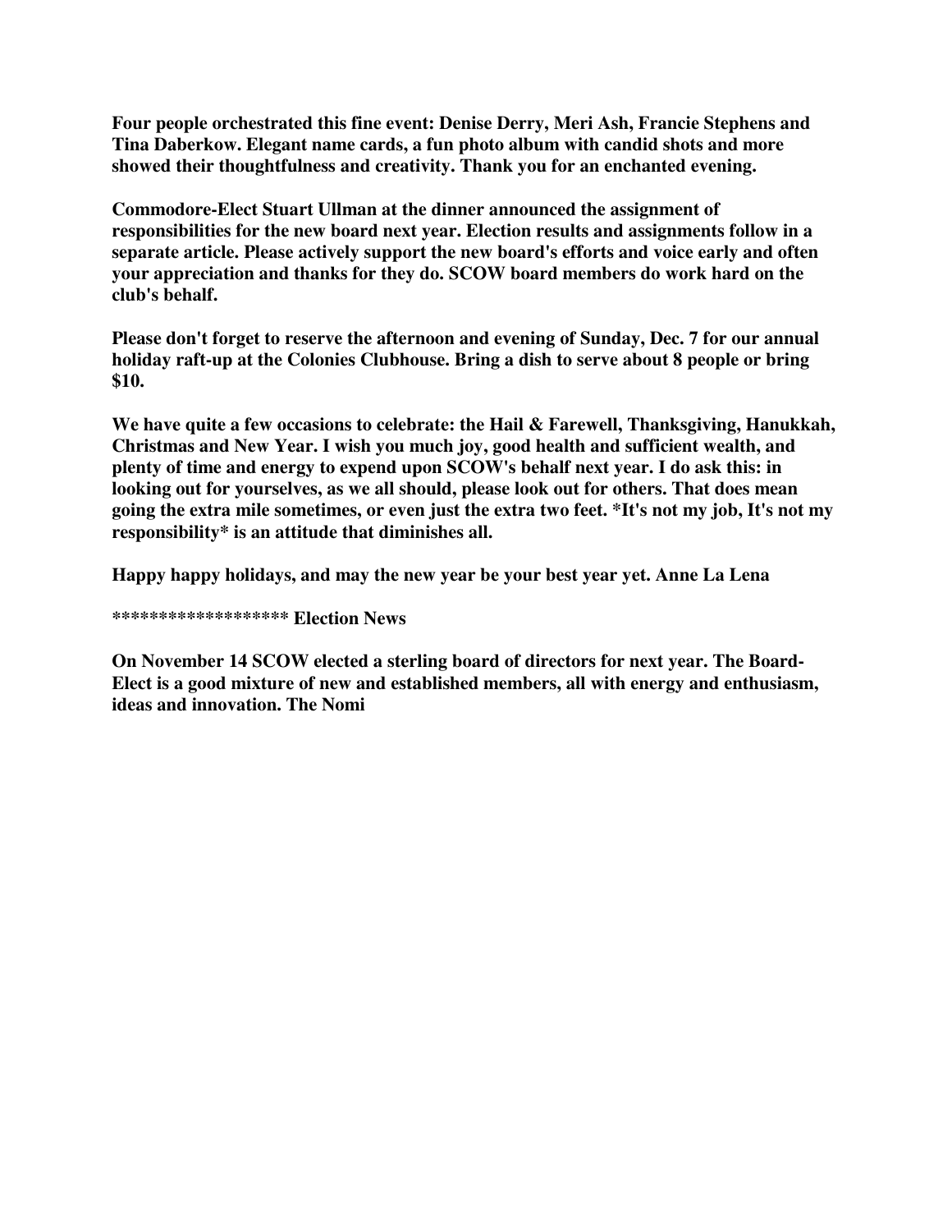**Four people orchestrated this fine event: Denise Derry, Meri Ash, Francie Stephens and Tina Daberkow. Elegant name cards, a fun photo album with candid shots and more showed their thoughtfulness and creativity. Thank you for an enchanted evening.**

**Commodore-Elect Stuart Ullman at the dinner announced the assignment of responsibilities for the new board next year. Election results and assignments follow in a separate article. Please actively support the new board's efforts and voice early and often your appreciation and thanks for they do. SCOW board members do work hard on the club's behalf.**

**Please don't forget to reserve the afternoon and evening of Sunday, Dec. 7 for our annual holiday raft-up at the Colonies Clubhouse. Bring a dish to serve about 8 people or bring $10.**

**We have quite a few occasions to celebrate: the Hail & Farewell, Thanksgiving, Hanukkah, Christmas and New Year. I wish you much joy, good health and sufficient wealth, and plenty of time and energy to expend upon SCOW's behalf next year. I do ask this: in looking out for yourselves, as we all should, please look out for others. That does mean going the extra mile sometimes, or even just the extra two feet. *It's not my job, It's not my responsibility* is an attitude that diminishes all.**

**Happy happy holidays, and may the new year be your best year yet. Anne La Lena**

**\*\*\*\*\*\*\*\*\*\*\*\*\*\*\*\*\*\* Election News**

**On November 14 SCOW elected a sterling board of directors for next year. The Board-Elect is a good mixture of new and established members, all with energy and enthusiasm, ideas and innovation. The Nomi**